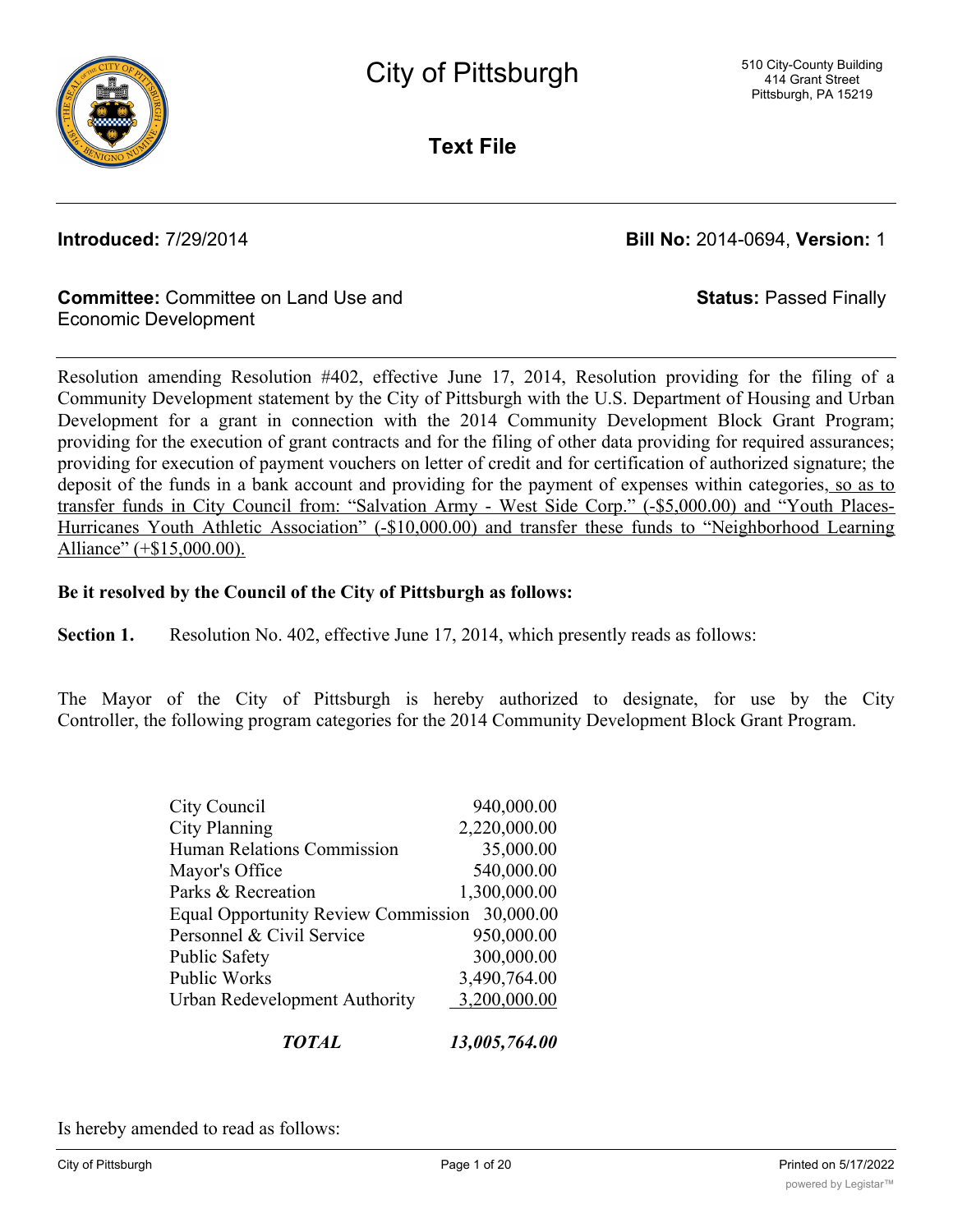# City of Pittsburgh

510 City-County Building
414 Grant Street
Pittsburgh, PA 15219

## Text File

**Introduced:** 7/29/2014

**Bill No:** 2014-0694, **Version:** 1

**Committee:** Committee on Land Use and Economic Development

**Status:** Passed Finally

Resolution amending Resolution #402, effective June 17, 2014, Resolution providing for the filing of a Community Development statement by the City of Pittsburgh with the U.S. Department of Housing and Urban Development for a grant in connection with the 2014 Community Development Block Grant Program; providing for the execution of grant contracts and for the filing of other data providing for required assurances; providing for execution of payment vouchers on letter of credit and for certification of authorized signature; the deposit of the funds in a bank account and providing for the payment of expenses within categories, so as to transfer funds in City Council from: "Salvation Army - West Side Corp." (-$5,000.00) and "Youth Places-Hurricanes Youth Athletic Association" (-$10,000.00) and transfer these funds to "Neighborhood Learning Alliance" (+$15,000.00).

**Be it resolved by the Council of the City of Pittsburgh as follows:**

**Section 1.** Resolution No. 402, effective June 17, 2014, which presently reads as follows:

The Mayor of the City of Pittsburgh is hereby authorized to designate, for use by the City Controller, the following program categories for the 2014 Community Development Block Grant Program.

| | |
|---|---:|
| City Council | 940,000.00 |
| City Planning | 2,220,000.00 |
| Human Relations Commission | 35,000.00 |
| Mayor's Office | 540,000.00 |
| Parks & Recreation | 1,300,000.00 |
| Equal Opportunity Review Commission | 30,000.00 |
| Personnel & Civil Service | 950,000.00 |
| Public Safety | 300,000.00 |
| Public Works | 3,490,764.00 |
| Urban Redevelopment Authority | 3,200,000.00 |
| ***TOTAL*** | ***13,005,764.00*** |

Is hereby amended to read as follows: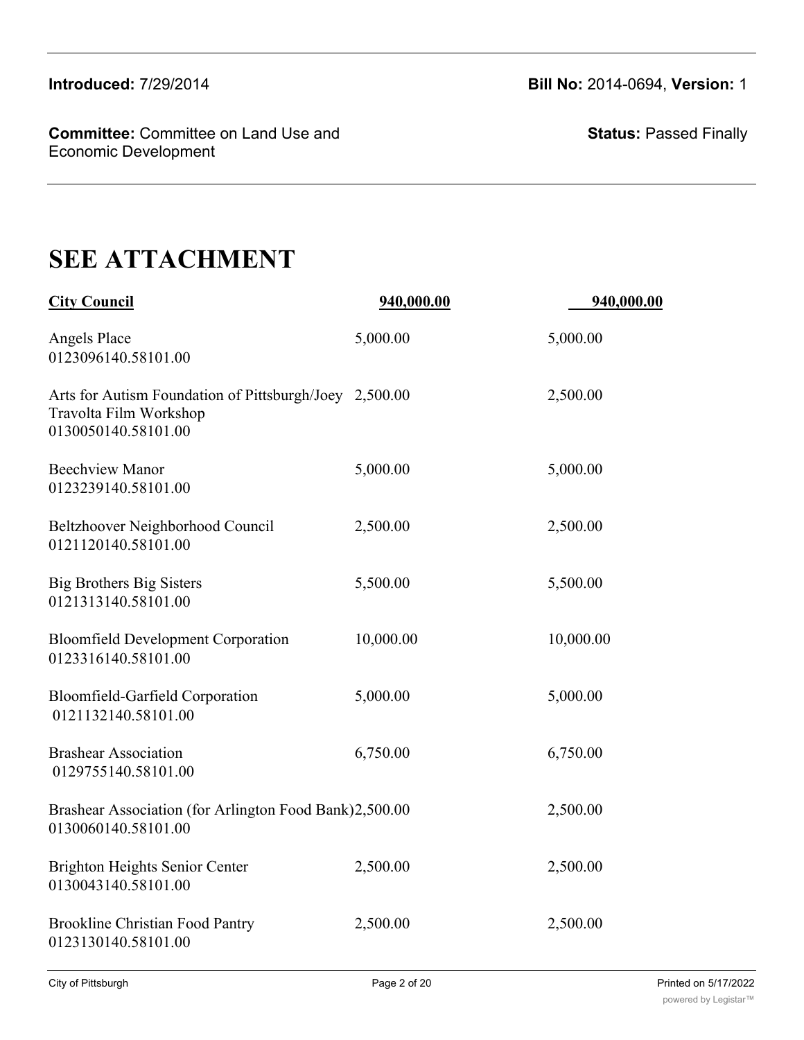**Introduced:** 7/29/2014

**Bill No:** 2014-0694, **Version:** 1

**Committee:** Committee on Land Use and Economic Development

**Status:** Passed Finally

# SEE ATTACHMENT

| **City Council** | **940,000.00** | **940,000.00** |
|---|---|---|
| Angels Place<br>0123096140.58101.00 | 5,000.00 | 5,000.00 |
| Arts for Autism Foundation of Pittsburgh/Joey Travolta Film Workshop<br>0130050140.58101.00 | 2,500.00 | 2,500.00 |
| Beechview Manor<br>0123239140.58101.00 | 5,000.00 | 5,000.00 |
| Beltzhoover Neighborhood Council<br>0121120140.58101.00 | 2,500.00 | 2,500.00 |
| Big Brothers Big Sisters<br>0121313140.58101.00 | 5,500.00 | 5,500.00 |
| Bloomfield Development Corporation<br>0123316140.58101.00 | 10,000.00 | 10,000.00 |
| Bloomfield-Garfield Corporation<br>0121132140.58101.00 | 5,000.00 | 5,000.00 |
| Brashear Association<br>0129755140.58101.00 | 6,750.00 | 6,750.00 |
| Brashear Association (for Arlington Food Bank)<br>0130060140.58101.00 | 2,500.00 | 2,500.00 |
| Brighton Heights Senior Center<br>0130043140.58101.00 | 2,500.00 | 2,500.00 |
| Brookline Christian Food Pantry<br>0123130140.58101.00 | 2,500.00 | 2,500.00 |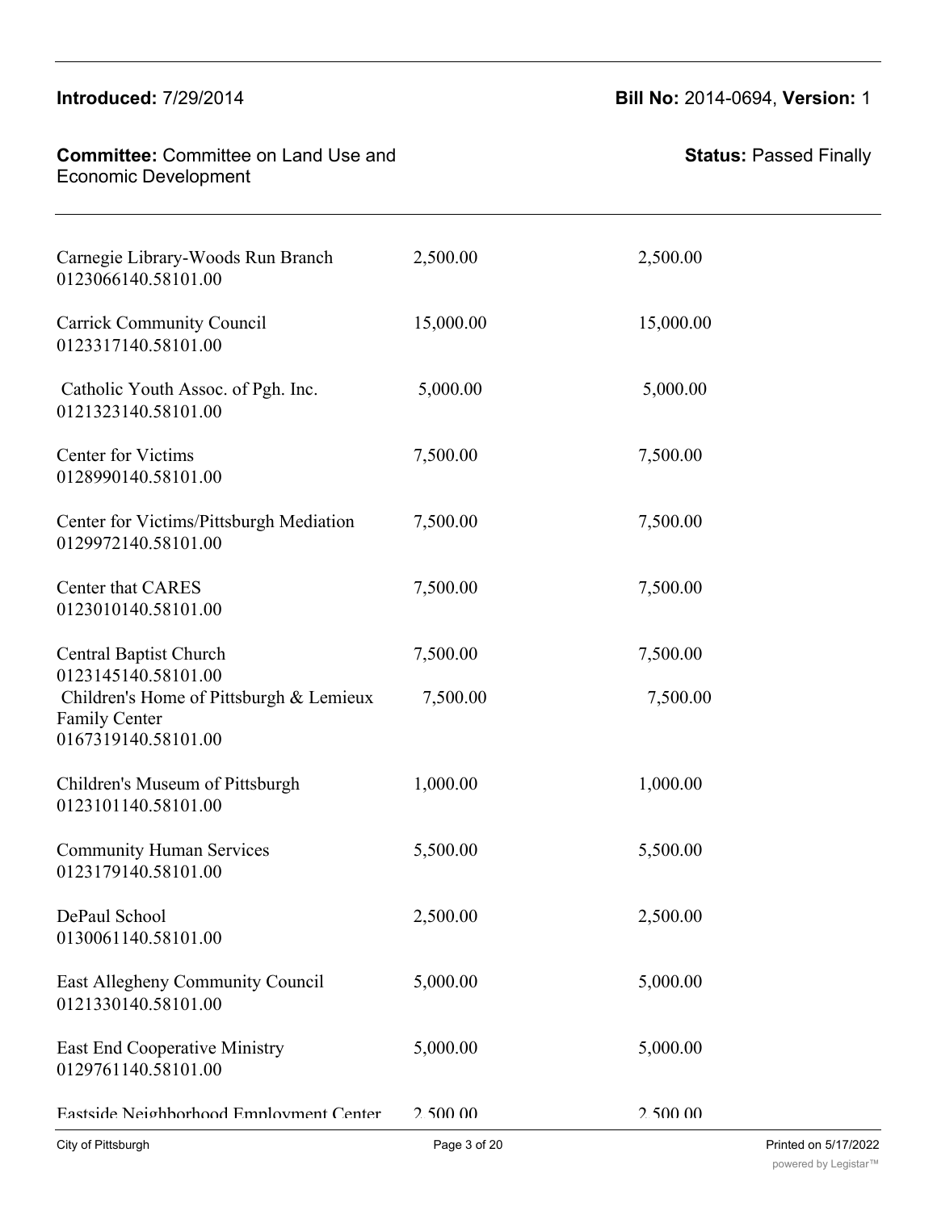| | | |
|---|---|---|
| Carnegie Library-Woods Run Branch<br>0123066140.58101.00 | 2,500.00 | 2,500.00 |
| Carrick Community Council<br>0123317140.58101.00 | 15,000.00 | 15,000.00 |
| Catholic Youth Assoc. of Pgh. Inc.<br>0121323140.58101.00 | 5,000.00 | 5,000.00 |
| Center for Victims<br>0128990140.58101.00 | 7,500.00 | 7,500.00 |
| Center for Victims/Pittsburgh Mediation<br>0129972140.58101.00 | 7,500.00 | 7,500.00 |
| Center that CARES<br>0123010140.58101.00 | 7,500.00 | 7,500.00 |
| Central Baptist Church<br>0123145140.58101.00 | 7,500.00 | 7,500.00 |
| Children's Home of Pittsburgh & Lemieux Family Center<br>0167319140.58101.00 | 7,500.00 | 7,500.00 |
| Children's Museum of Pittsburgh<br>0123101140.58101.00 | 1,000.00 | 1,000.00 |
| Community Human Services<br>0123179140.58101.00 | 5,500.00 | 5,500.00 |
| DePaul School<br>0130061140.58101.00 | 2,500.00 | 2,500.00 |
| East Allegheny Community Council<br>0121330140.58101.00 | 5,000.00 | 5,000.00 |
| East End Cooperative Ministry<br>0129761140.58101.00 | 5,000.00 | 5,000.00 |
| Eastside Neighborhood Employment Center | 2,500.00 | 2,500.00 |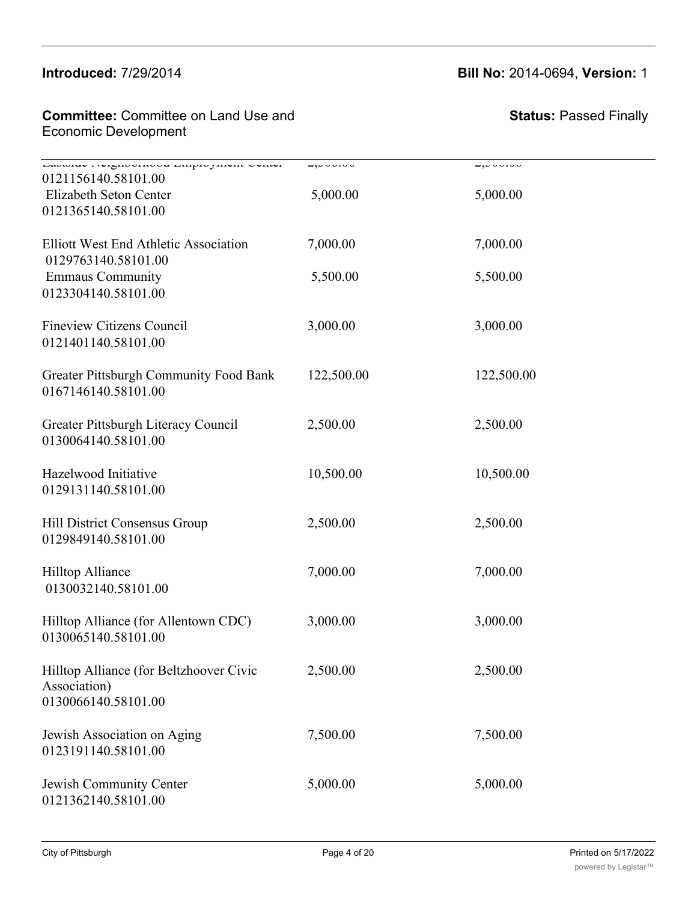| | | |
|---|---|---|
| Eastside Neighborhood Employment Center 0121156140.58101.00 | 2,500.00 | 2,500.00 |
| Elizabeth Seton Center 0121365140.58101.00 | 5,000.00 | 5,000.00 |
| Elliott West End Athletic Association 0129763140.58101.00 | 7,000.00 | 7,000.00 |
| Emmaus Community 0123304140.58101.00 | 5,500.00 | 5,500.00 |
| Fineview Citizens Council 0121401140.58101.00 | 3,000.00 | 3,000.00 |
| Greater Pittsburgh Community Food Bank 0167146140.58101.00 | 122,500.00 | 122,500.00 |
| Greater Pittsburgh Literacy Council 0130064140.58101.00 | 2,500.00 | 2,500.00 |
| Hazelwood Initiative 0129131140.58101.00 | 10,500.00 | 10,500.00 |
| Hill District Consensus Group 0129849140.58101.00 | 2,500.00 | 2,500.00 |
| Hilltop Alliance 0130032140.58101.00 | 7,000.00 | 7,000.00 |
| Hilltop Alliance (for Allentown CDC) 0130065140.58101.00 | 3,000.00 | 3,000.00 |
| Hilltop Alliance (for Beltzhoover Civic Association) 0130066140.58101.00 | 2,500.00 | 2,500.00 |
| Jewish Association on Aging 0123191140.58101.00 | 7,500.00 | 7,500.00 |
| Jewish Community Center 0121362140.58101.00 | 5,000.00 | 5,000.00 |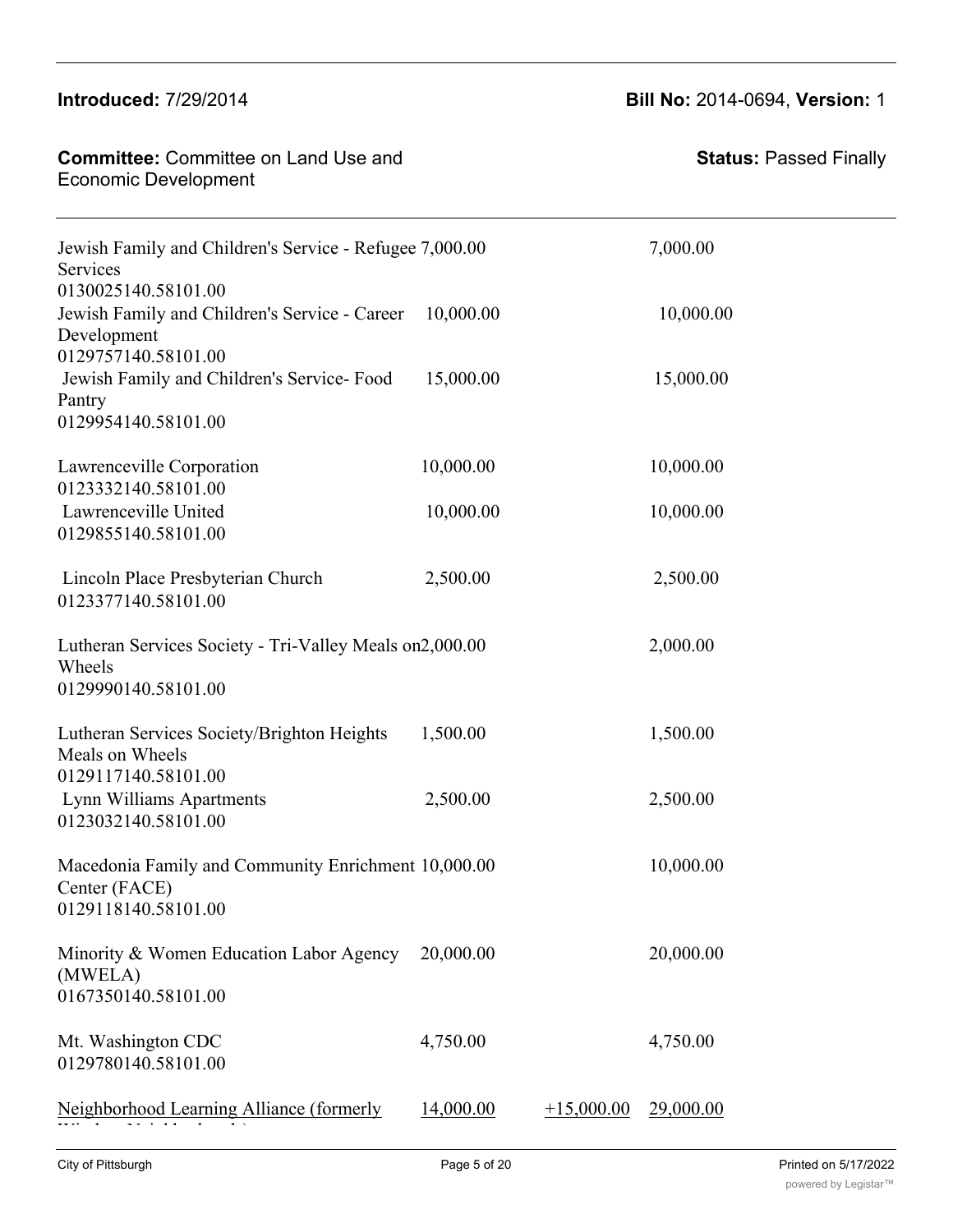| | | | |
|---|---|---|---|
| Jewish Family and Children's Service - Refugee Services<br>0130025140.58101.00 | 7,000.00 | | 7,000.00 |
| Jewish Family and Children's Service - Career Development<br>0129757140.58101.00 | 10,000.00 | | 10,000.00 |
| Jewish Family and Children's Service- Food Pantry<br>0129954140.58101.00 | 15,000.00 | | 15,000.00 |
| Lawrenceville Corporation<br>0123332140.58101.00 | 10,000.00 | | 10,000.00 |
| Lawrenceville United<br>0129855140.58101.00 | 10,000.00 | | 10,000.00 |
| Lincoln Place Presbyterian Church<br>0123377140.58101.00 | 2,500.00 | | 2,500.00 |
| Lutheran Services Society - Tri-Valley Meals on Wheels<br>0129990140.58101.00 | 2,000.00 | | 2,000.00 |
| Lutheran Services Society/Brighton Heights Meals on Wheels<br>0129117140.58101.00 | 1,500.00 | | 1,500.00 |
| Lynn Williams Apartments<br>0123032140.58101.00 | 2,500.00 | | 2,500.00 |
| Macedonia Family and Community Enrichment Center (FACE)<br>0129118140.58101.00 | 10,000.00 | | 10,000.00 |
| Minority & Women Education Labor Agency (MWELA)<br>0167350140.58101.00 | 20,000.00 | | 20,000.00 |
| Mt. Washington CDC<br>0129780140.58101.00 | 4,750.00 | | 4,750.00 |
| Neighborhood Learning Alliance (formerly | 14,000.00 | +15,000.00 | 29,000.00 |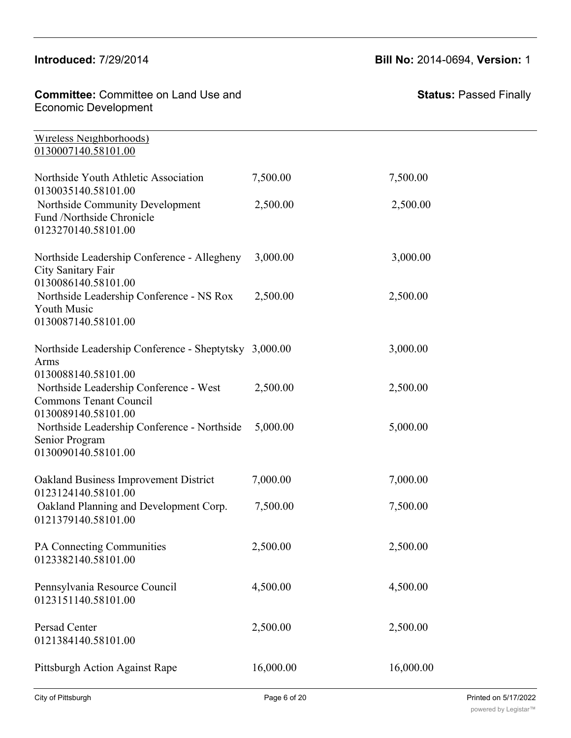Wireless Neighborhoods)
0130007140.58101.00

| | | |
|---|---|---|
| Northside Youth Athletic Association 0130035140.58101.00 | 7,500.00 | 7,500.00 |
| Northside Community Development Fund /Northside Chronicle 0123270140.58101.00 | 2,500.00 | 2,500.00 |
| Northside Leadership Conference - Allegheny City Sanitary Fair 0130086140.58101.00 | 3,000.00 | 3,000.00 |
| Northside Leadership Conference - NS Rox Youth Music 0130087140.58101.00 | 2,500.00 | 2,500.00 |
| Northside Leadership Conference - Sheptytsky Arms 0130088140.58101.00 | 3,000.00 | 3,000.00 |
| Northside Leadership Conference - West Commons Tenant Council 0130089140.58101.00 | 2,500.00 | 2,500.00 |
| Northside Leadership Conference - Northside Senior Program 0130090140.58101.00 | 5,000.00 | 5,000.00 |
| Oakland Business Improvement District 0123124140.58101.00 | 7,000.00 | 7,000.00 |
| Oakland Planning and Development Corp. 0121379140.58101.00 | 7,500.00 | 7,500.00 |
| PA Connecting Communities 0123382140.58101.00 | 2,500.00 | 2,500.00 |
| Pennsylvania Resource Council 0123151140.58101.00 | 4,500.00 | 4,500.00 |
| Persad Center 0121384140.58101.00 | 2,500.00 | 2,500.00 |
| Pittsburgh Action Against Rape | 16,000.00 | 16,000.00 |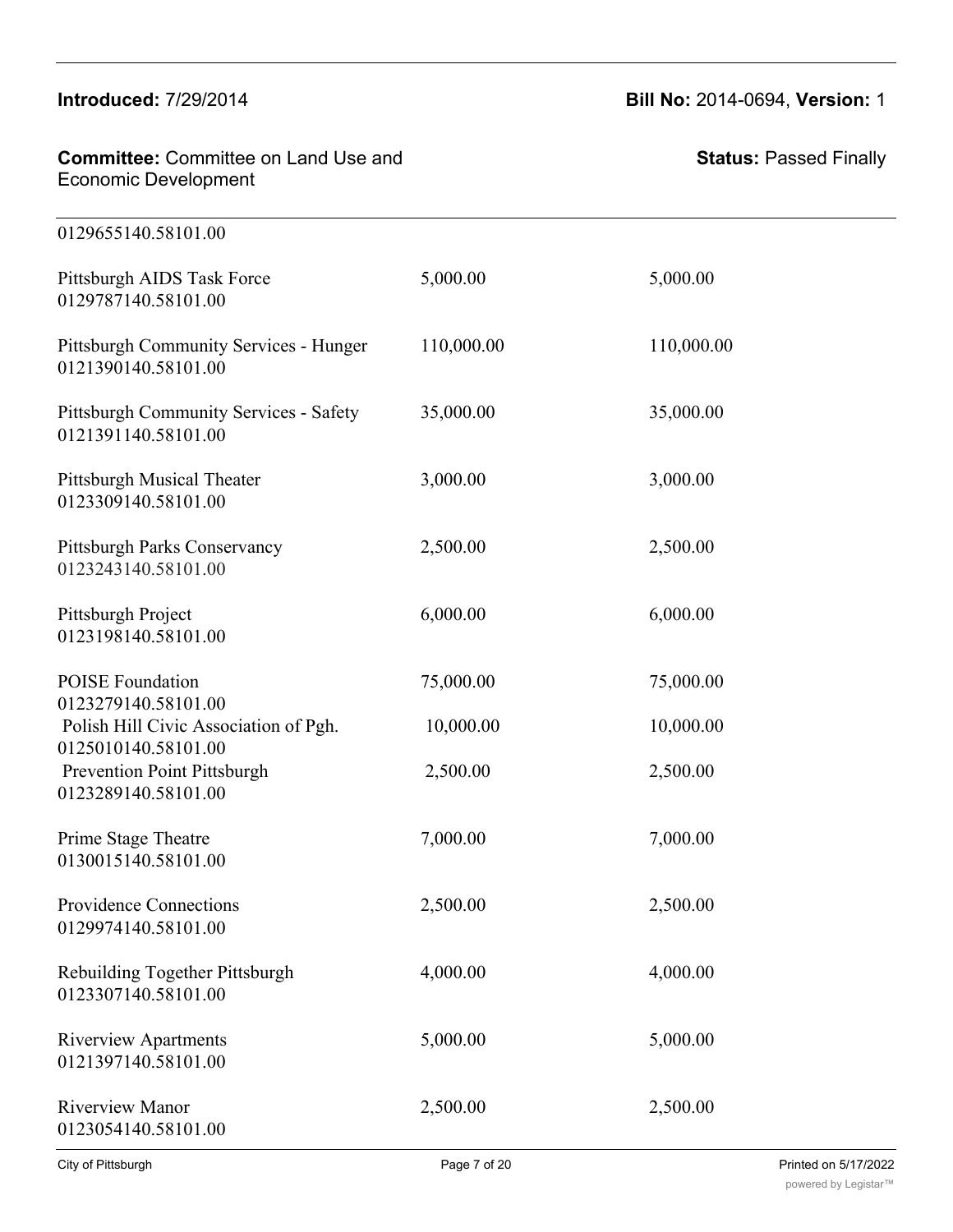0129655140.58101.00

| | | |
|---|---|---|
| Pittsburgh AIDS Task Force 0129787140.58101.00 | 5,000.00 | 5,000.00 |
| Pittsburgh Community Services - Hunger 0121390140.58101.00 | 110,000.00 | 110,000.00 |
| Pittsburgh Community Services - Safety 0121391140.58101.00 | 35,000.00 | 35,000.00 |
| Pittsburgh Musical Theater 0123309140.58101.00 | 3,000.00 | 3,000.00 |
| Pittsburgh Parks Conservancy 0123243140.58101.00 | 2,500.00 | 2,500.00 |
| Pittsburgh Project 0123198140.58101.00 | 6,000.00 | 6,000.00 |
| POISE Foundation 0123279140.58101.00 | 75,000.00 | 75,000.00 |
| Polish Hill Civic Association of Pgh. 0125010140.58101.00 | 10,000.00 | 10,000.00 |
| Prevention Point Pittsburgh 0123289140.58101.00 | 2,500.00 | 2,500.00 |
| Prime Stage Theatre 0130015140.58101.00 | 7,000.00 | 7,000.00 |
| Providence Connections 0129974140.58101.00 | 2,500.00 | 2,500.00 |
| Rebuilding Together Pittsburgh 0123307140.58101.00 | 4,000.00 | 4,000.00 |
| Riverview Apartments 0121397140.58101.00 | 5,000.00 | 5,000.00 |
| Riverview Manor 0123054140.58101.00 | 2,500.00 | 2,500.00 |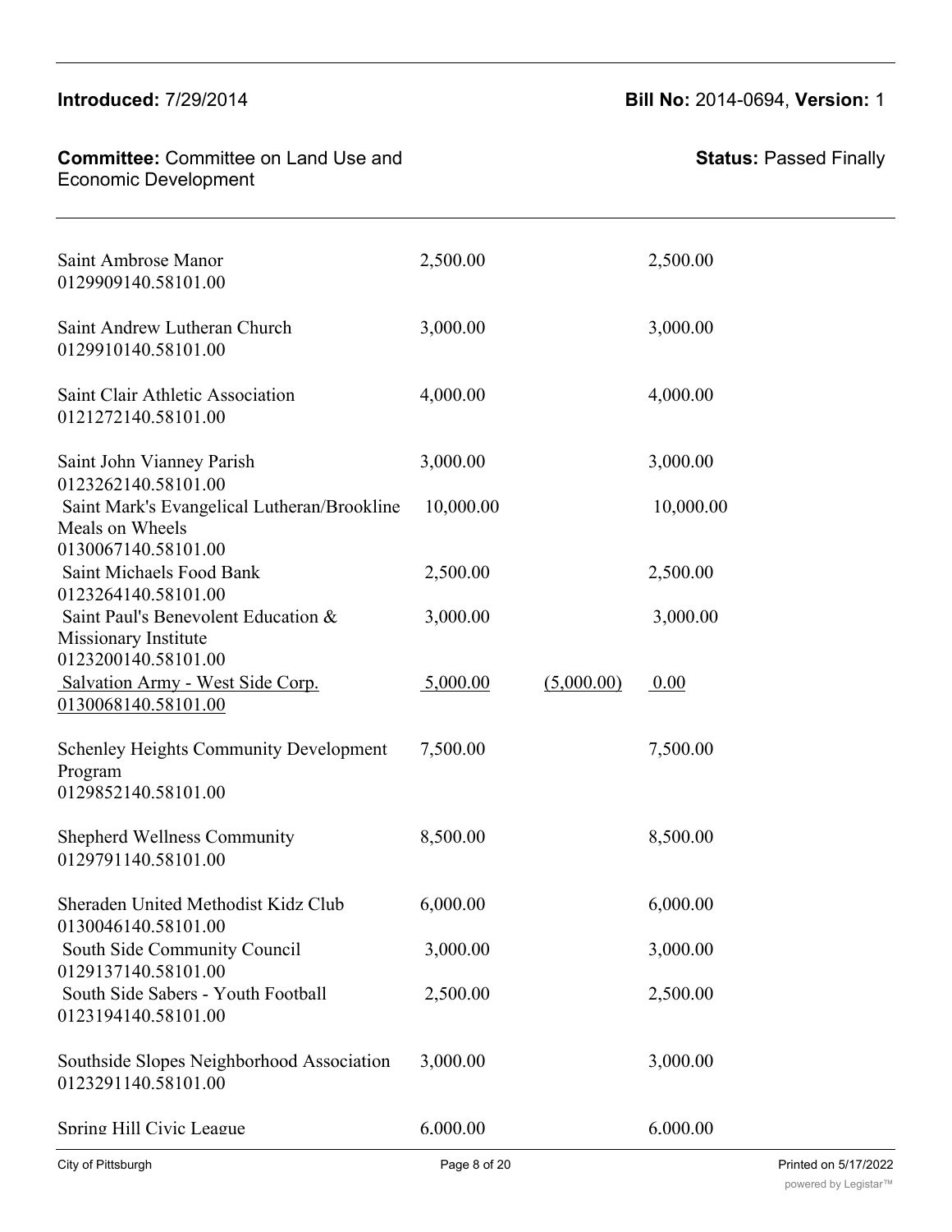| | | | |
|---|---|---|---|
| Saint Ambrose Manor<br>0129909140.58101.00 | 2,500.00 | | 2,500.00 |
| Saint Andrew Lutheran Church<br>0129910140.58101.00 | 3,000.00 | | 3,000.00 |
| Saint Clair Athletic Association<br>0121272140.58101.00 | 4,000.00 | | 4,000.00 |
| Saint John Vianney Parish<br>0123262140.58101.00 | 3,000.00 | | 3,000.00 |
| Saint Mark's Evangelical Lutheran/Brookline Meals on Wheels<br>0130067140.58101.00 | 10,000.00 | | 10,000.00 |
| Saint Michaels Food Bank<br>0123264140.58101.00 | 2,500.00 | | 2,500.00 |
| Saint Paul's Benevolent Education & Missionary Institute<br>0123200140.58101.00 | 3,000.00 | | 3,000.00 |
| Salvation Army - West Side Corp.<br>0130068140.58101.00 | 5,000.00 | (5,000.00) | 0.00 |
| Schenley Heights Community Development Program<br>0129852140.58101.00 | 7,500.00 | | 7,500.00 |
| Shepherd Wellness Community<br>0129791140.58101.00 | 8,500.00 | | 8,500.00 |
| Sheraden United Methodist Kidz Club<br>0130046140.58101.00 | 6,000.00 | | 6,000.00 |
| South Side Community Council<br>0129137140.58101.00 | 3,000.00 | | 3,000.00 |
| South Side Sabers - Youth Football<br>0123194140.58101.00 | 2,500.00 | | 2,500.00 |
| Southside Slopes Neighborhood Association<br>0123291140.58101.00 | 3,000.00 | | 3,000.00 |
| Spring Hill Civic League | 6,000.00 | | 6,000.00 |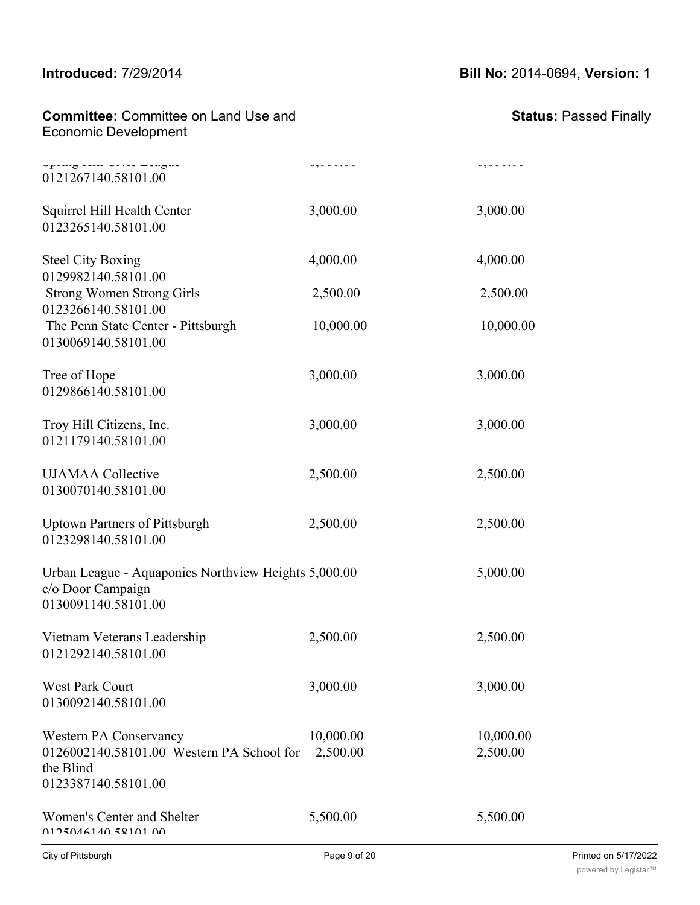| | | |
|---|---|---|
| Spring Hill Civic League<br>0121267140.58101.00 | 3,000.00 | 3,000.00 |
| Squirrel Hill Health Center<br>0123265140.58101.00 | 3,000.00 | 3,000.00 |
| Steel City Boxing<br>0129982140.58101.00 | 4,000.00 | 4,000.00 |
| Strong Women Strong Girls<br>0123266140.58101.00 | 2,500.00 | 2,500.00 |
| The Penn State Center - Pittsburgh<br>0130069140.58101.00 | 10,000.00 | 10,000.00 |
| Tree of Hope<br>0129866140.58101.00 | 3,000.00 | 3,000.00 |
| Troy Hill Citizens, Inc.<br>0121179140.58101.00 | 3,000.00 | 3,000.00 |
| UJAMAA Collective<br>0130070140.58101.00 | 2,500.00 | 2,500.00 |
| Uptown Partners of Pittsburgh<br>0123298140.58101.00 | 2,500.00 | 2,500.00 |
| Urban League - Aquaponics Northview Heights c/o Door Campaign<br>0130091140.58101.00 | 5,000.00 | 5,000.00 |
| Vietnam Veterans Leadership<br>0121292140.58101.00 | 2,500.00 | 2,500.00 |
| West Park Court<br>0130092140.58101.00 | 3,000.00 | 3,000.00 |
| Western PA Conservancy<br>0126002140.58101.00 | 10,000.00 | 10,000.00 |
| Western PA School for the Blind<br>0123387140.58101.00 | 2,500.00 | 2,500.00 |
| Women's Center and Shelter<br>0125046140.58101.00 | 5,500.00 | 5,500.00 |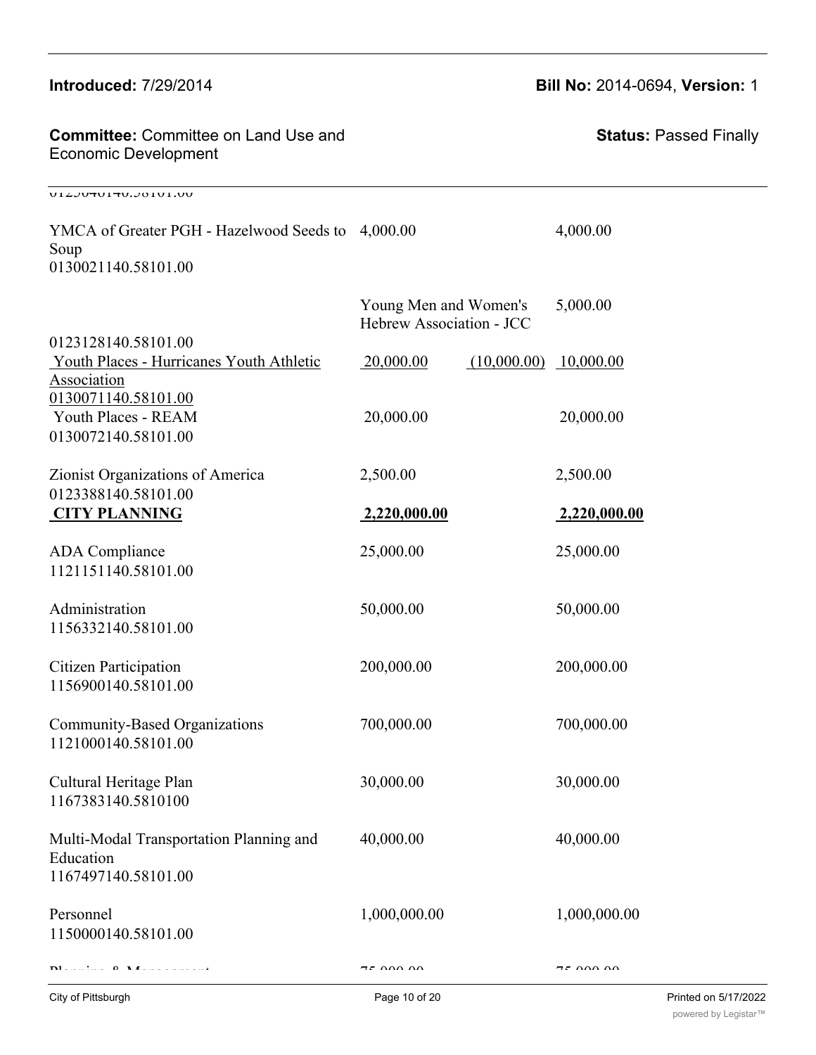0125046140.58101.00

| | | | |
|---|---|---|---|
| YMCA of Greater PGH - Hazelwood Seeds to Soup<br>0130021140.58101.00 | 4,000.00 | | 4,000.00 |
| | Young Men and Women's Hebrew Association - JCC | | 5,000.00 |
| 0123128140.58101.00<br>Youth Places - Hurricanes Youth Athletic Association<br>0130071140.58101.00 | 20,000.00 | (10,000.00) | 10,000.00 |
| Youth Places - REAM<br>0130072140.58101.00 | 20,000.00 | | 20,000.00 |
| Zionist Organizations of America<br>0123388140.58101.00 | 2,500.00 | | 2,500.00 |
| **CITY PLANNING** | **2,220,000.00** | | **2,220,000.00** |
| ADA Compliance<br>1121151140.58101.00 | 25,000.00 | | 25,000.00 |
| Administration<br>1156332140.58101.00 | 50,000.00 | | 50,000.00 |
| Citizen Participation<br>1156900140.58101.00 | 200,000.00 | | 200,000.00 |
| Community-Based Organizations<br>1121000140.58101.00 | 700,000.00 | | 700,000.00 |
| Cultural Heritage Plan<br>1167383140.5810100 | 30,000.00 | | 30,000.00 |
| Multi-Modal Transportation Planning and Education<br>1167497140.58101.00 | 40,000.00 | | 40,000.00 |
| Personnel<br>1150000140.58101.00 | 1,000,000.00 | | 1,000,000.00 |
| Planning & Management | 75,000.00 | | 75,000.00 |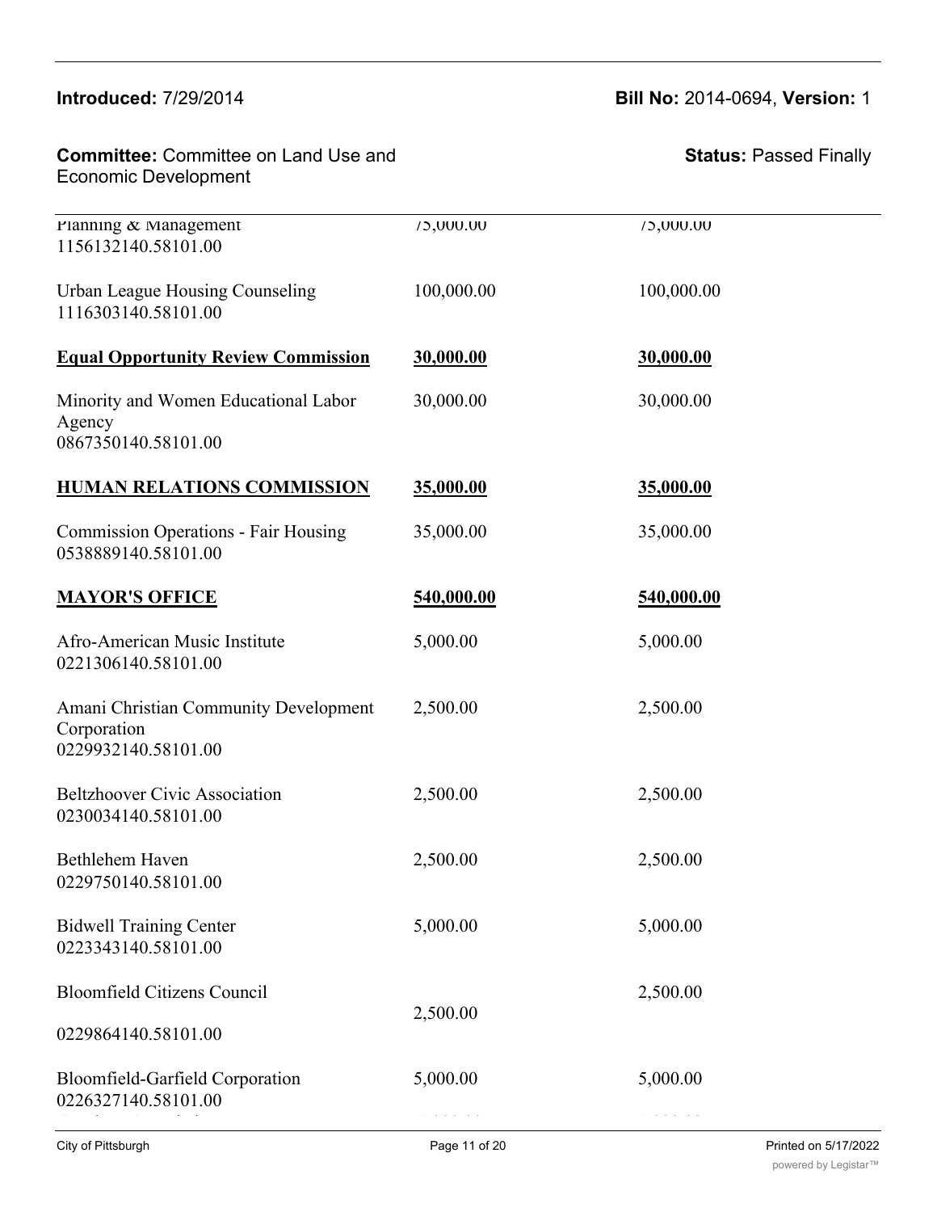| | | |
|---|---|---|
| Planning & Management<br>1156132140.58101.00 | 75,000.00 | 75,000.00 |
| Urban League Housing Counseling<br>1116303140.58101.00 | 100,000.00 | 100,000.00 |
| **Equal Opportunity Review Commission** | **30,000.00** | **30,000.00** |
| Minority and Women Educational Labor Agency<br>0867350140.58101.00 | 30,000.00 | 30,000.00 |
| **HUMAN RELATIONS COMMISSION** | **35,000.00** | **35,000.00** |
| Commission Operations - Fair Housing<br>0538889140.58101.00 | 35,000.00 | 35,000.00 |
| **MAYOR'S OFFICE** | **540,000.00** | **540,000.00** |
| Afro-American Music Institute<br>0221306140.58101.00 | 5,000.00 | 5,000.00 |
| Amani Christian Community Development Corporation<br>0229932140.58101.00 | 2,500.00 | 2,500.00 |
| Beltzhoover Civic Association<br>0230034140.58101.00 | 2,500.00 | 2,500.00 |
| Bethlehem Haven<br>0229750140.58101.00 | 2,500.00 | 2,500.00 |
| Bidwell Training Center<br>0223343140.58101.00 | 5,000.00 | 5,000.00 |
| Bloomfield Citizens Council<br>0229864140.58101.00 | 2,500.00 | 2,500.00 |
| Bloomfield-Garfield Corporation<br>0226327140.58101.00 | 5,000.00 | 5,000.00 |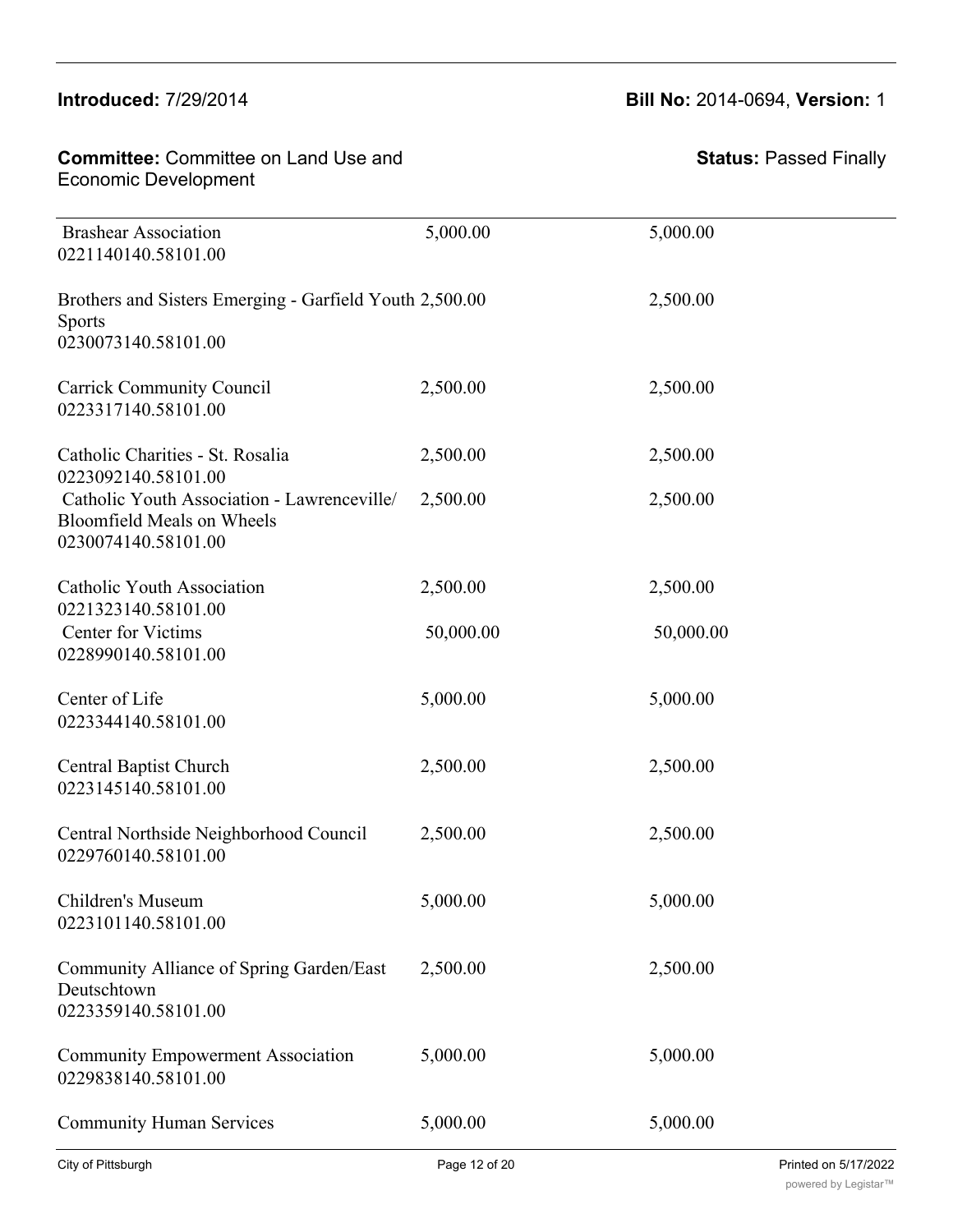| | | |
|---|---|---|
| Brashear Association<br>0221140140.58101.00 | 5,000.00 | 5,000.00 |
| Brothers and Sisters Emerging - Garfield Youth Sports<br>0230073140.58101.00 | 2,500.00 | 2,500.00 |
| Carrick Community Council<br>0223317140.58101.00 | 2,500.00 | 2,500.00 |
| Catholic Charities - St. Rosalia<br>0223092140.58101.00 | 2,500.00 | 2,500.00 |
| Catholic Youth Association - Lawrenceville/ Bloomfield Meals on Wheels<br>0230074140.58101.00 | 2,500.00 | 2,500.00 |
| Catholic Youth Association<br>0221323140.58101.00 | 2,500.00 | 2,500.00 |
| Center for Victims<br>0228990140.58101.00 | 50,000.00 | 50,000.00 |
| Center of Life<br>0223344140.58101.00 | 5,000.00 | 5,000.00 |
| Central Baptist Church<br>0223145140.58101.00 | 2,500.00 | 2,500.00 |
| Central Northside Neighborhood Council<br>0229760140.58101.00 | 2,500.00 | 2,500.00 |
| Children's Museum<br>0223101140.58101.00 | 5,000.00 | 5,000.00 |
| Community Alliance of Spring Garden/East Deutschtown<br>0223359140.58101.00 | 2,500.00 | 2,500.00 |
| Community Empowerment Association<br>0229838140.58101.00 | 5,000.00 | 5,000.00 |
| Community Human Services | 5,000.00 | 5,000.00 |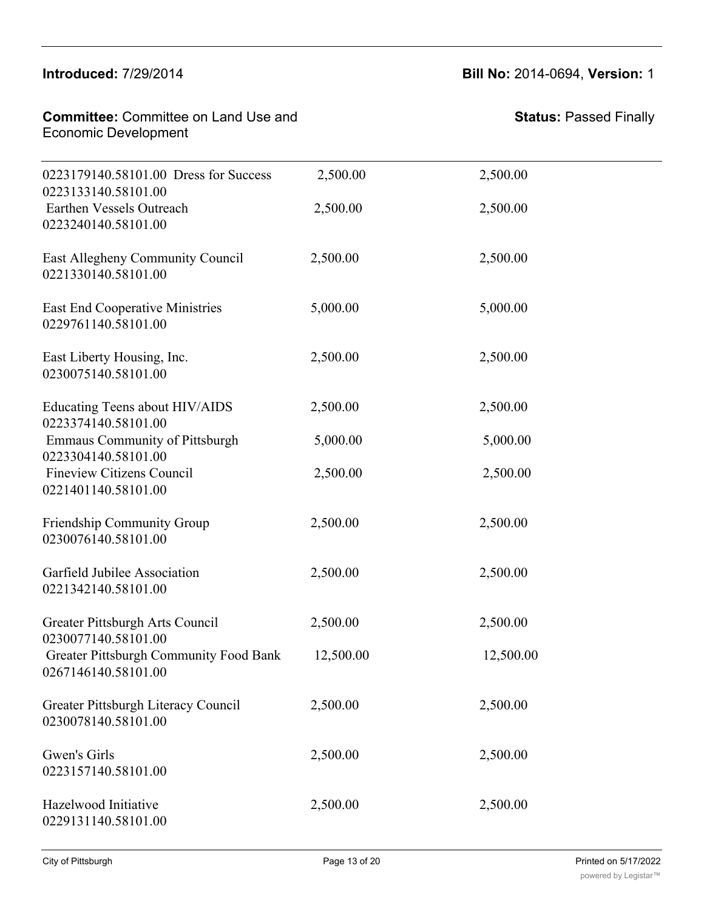| | | |
|---|---|---|
| 0223179140.58101.00 Dress for Success | 2,500.00 | 2,500.00 |
| 0223133140.58101.00 | | |
| Earthen Vessels Outreach | 2,500.00 | 2,500.00 |
| 0223240140.58101.00 | | |
| East Allegheny Community Council | 2,500.00 | 2,500.00 |
| 0221330140.58101.00 | | |
| East End Cooperative Ministries | 5,000.00 | 5,000.00 |
| 0229761140.58101.00 | | |
| East Liberty Housing, Inc. | 2,500.00 | 2,500.00 |
| 0230075140.58101.00 | | |
| Educating Teens about HIV/AIDS | 2,500.00 | 2,500.00 |
| 0223374140.58101.00 | | |
| Emmaus Community of Pittsburgh | 5,000.00 | 5,000.00 |
| 0223304140.58101.00 | | |
| Fineview Citizens Council | 2,500.00 | 2,500.00 |
| 0221401140.58101.00 | | |
| Friendship Community Group | 2,500.00 | 2,500.00 |
| 0230076140.58101.00 | | |
| Garfield Jubilee Association | 2,500.00 | 2,500.00 |
| 0221342140.58101.00 | | |
| Greater Pittsburgh Arts Council | 2,500.00 | 2,500.00 |
| 0230077140.58101.00 | | |
| Greater Pittsburgh Community Food Bank | 12,500.00 | 12,500.00 |
| 0267146140.58101.00 | | |
| Greater Pittsburgh Literacy Council | 2,500.00 | 2,500.00 |
| 0230078140.58101.00 | | |
| Gwen's Girls | 2,500.00 | 2,500.00 |
| 0223157140.58101.00 | | |
| Hazelwood Initiative | 2,500.00 | 2,500.00 |
| 0229131140.58101.00 | | |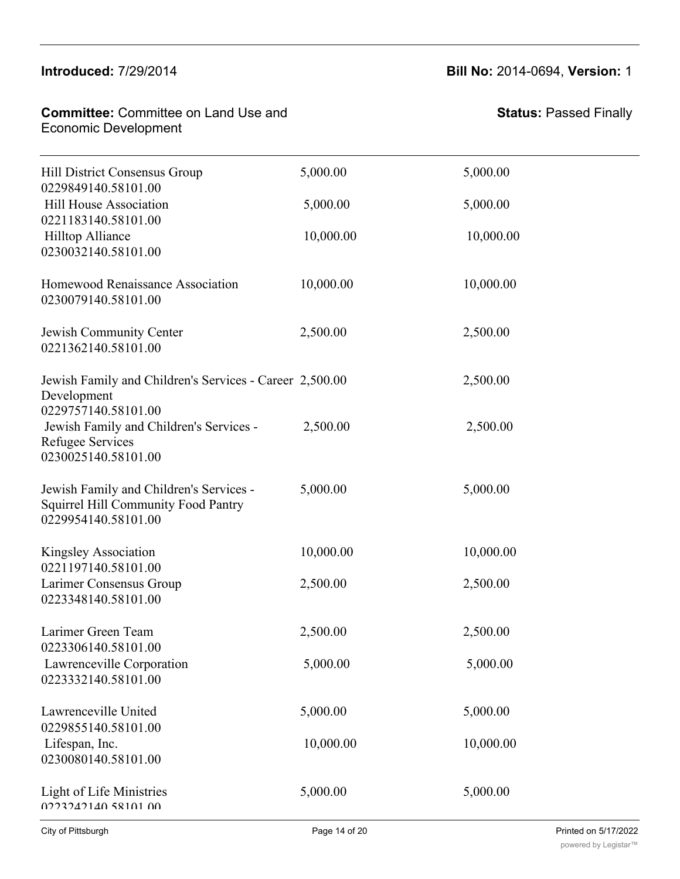| | | |
|---|---|---|
| Hill District Consensus Group<br>0229849140.58101.00 | 5,000.00 | 5,000.00 |
| Hill House Association<br>0221183140.58101.00 | 5,000.00 | 5,000.00 |
| Hilltop Alliance<br>0230032140.58101.00 | 10,000.00 | 10,000.00 |
| Homewood Renaissance Association<br>0230079140.58101.00 | 10,000.00 | 10,000.00 |
| Jewish Community Center<br>0221362140.58101.00 | 2,500.00 | 2,500.00 |
| Jewish Family and Children's Services - Career Development<br>0229757140.58101.00 | 2,500.00 | 2,500.00 |
| Jewish Family and Children's Services - Refugee Services<br>0230025140.58101.00 | 2,500.00 | 2,500.00 |
| Jewish Family and Children's Services - Squirrel Hill Community Food Pantry<br>0229954140.58101.00 | 5,000.00 | 5,000.00 |
| Kingsley Association<br>0221197140.58101.00 | 10,000.00 | 10,000.00 |
| Larimer Consensus Group<br>0223348140.58101.00 | 2,500.00 | 2,500.00 |
| Larimer Green Team<br>0223306140.58101.00 | 2,500.00 | 2,500.00 |
| Lawrenceville Corporation<br>0223332140.58101.00 | 5,000.00 | 5,000.00 |
| Lawrenceville United<br>0229855140.58101.00 | 5,000.00 | 5,000.00 |
| Lifespan, Inc.<br>0230080140.58101.00 | 10,000.00 | 10,000.00 |
| Light of Life Ministries<br>0223242140.58101.00 | 5,000.00 | 5,000.00 |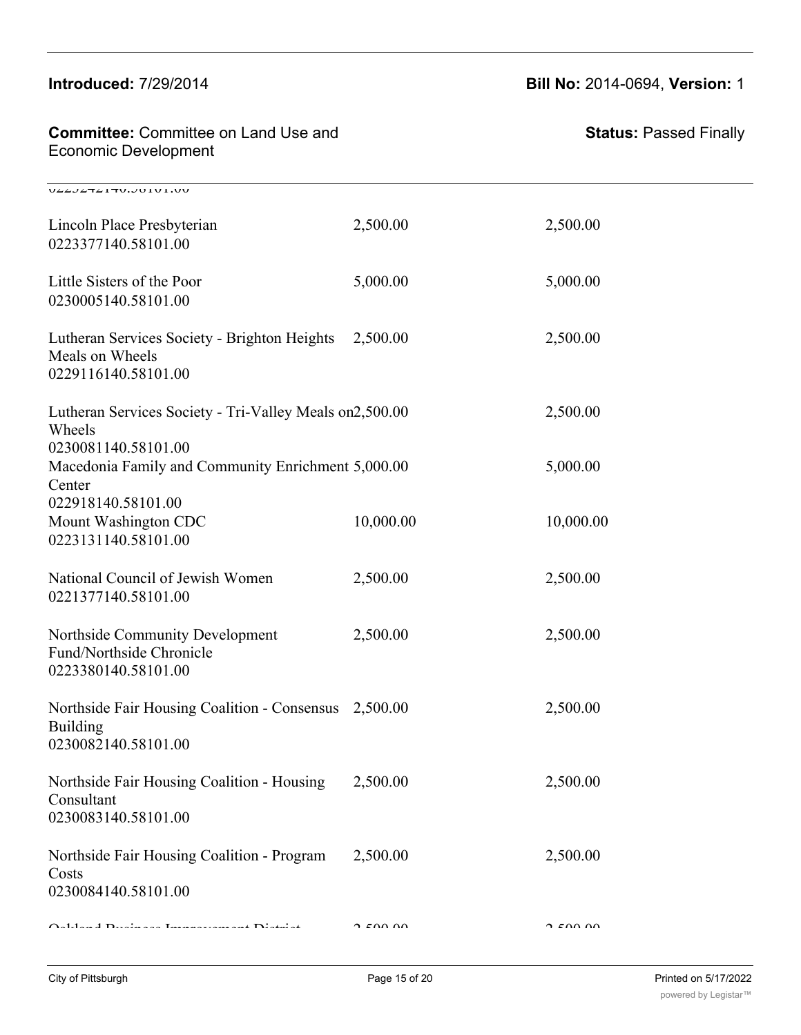| | | |
|---|---|---|
| Lincoln Place Presbyterian<br>0223377140.58101.00 | 2,500.00 | 2,500.00 |
| Little Sisters of the Poor<br>0230005140.58101.00 | 5,000.00 | 5,000.00 |
| Lutheran Services Society - Brighton Heights Meals on Wheels<br>0229116140.58101.00 | 2,500.00 | 2,500.00 |
| Lutheran Services Society - Tri-Valley Meals on Wheels<br>0230081140.58101.00 | 2,500.00 | 2,500.00 |
| Macedonia Family and Community Enrichment Center<br>022918140.58101.00 | 5,000.00 | 5,000.00 |
| Mount Washington CDC<br>0223131140.58101.00 | 10,000.00 | 10,000.00 |
| National Council of Jewish Women<br>0221377140.58101.00 | 2,500.00 | 2,500.00 |
| Northside Community Development Fund/Northside Chronicle<br>0223380140.58101.00 | 2,500.00 | 2,500.00 |
| Northside Fair Housing Coalition - Consensus Building<br>0230082140.58101.00 | 2,500.00 | 2,500.00 |
| Northside Fair Housing Coalition - Housing Consultant<br>0230083140.58101.00 | 2,500.00 | 2,500.00 |
| Northside Fair Housing Coalition - Program Costs<br>0230084140.58101.00 | 2,500.00 | 2,500.00 |
| Oakland Business Improvement District | 2,500.00 | 2,500.00 |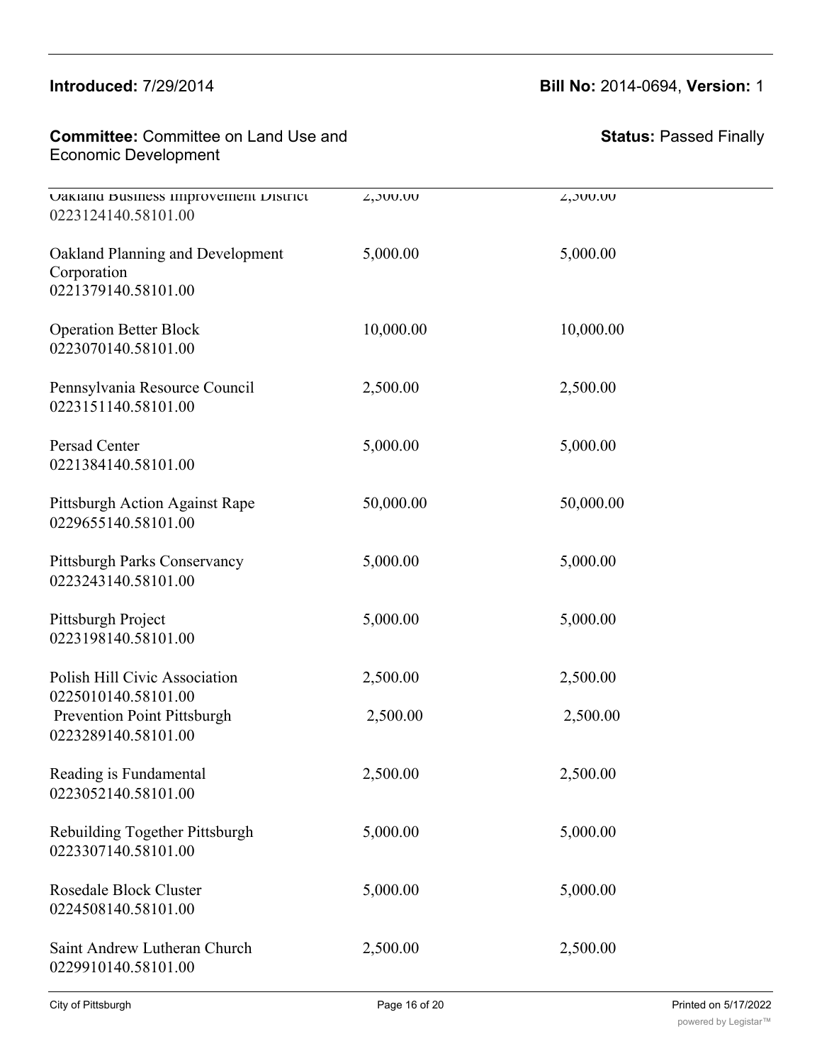| | | |
|---|---|---|
| Oakland Business Improvement District 0223124140.58101.00 | 2,500.00 | 2,500.00 |
| Oakland Planning and Development Corporation 0221379140.58101.00 | 5,000.00 | 5,000.00 |
| Operation Better Block 0223070140.58101.00 | 10,000.00 | 10,000.00 |
| Pennsylvania Resource Council 0223151140.58101.00 | 2,500.00 | 2,500.00 |
| Persad Center 0221384140.58101.00 | 5,000.00 | 5,000.00 |
| Pittsburgh Action Against Rape 0229655140.58101.00 | 50,000.00 | 50,000.00 |
| Pittsburgh Parks Conservancy 0223243140.58101.00 | 5,000.00 | 5,000.00 |
| Pittsburgh Project 0223198140.58101.00 | 5,000.00 | 5,000.00 |
| Polish Hill Civic Association 0225010140.58101.00 | 2,500.00 | 2,500.00 |
| Prevention Point Pittsburgh 0223289140.58101.00 | 2,500.00 | 2,500.00 |
| Reading is Fundamental 0223052140.58101.00 | 2,500.00 | 2,500.00 |
| Rebuilding Together Pittsburgh 0223307140.58101.00 | 5,000.00 | 5,000.00 |
| Rosedale Block Cluster 0224508140.58101.00 | 5,000.00 | 5,000.00 |
| Saint Andrew Lutheran Church 0229910140.58101.00 | 2,500.00 | 2,500.00 |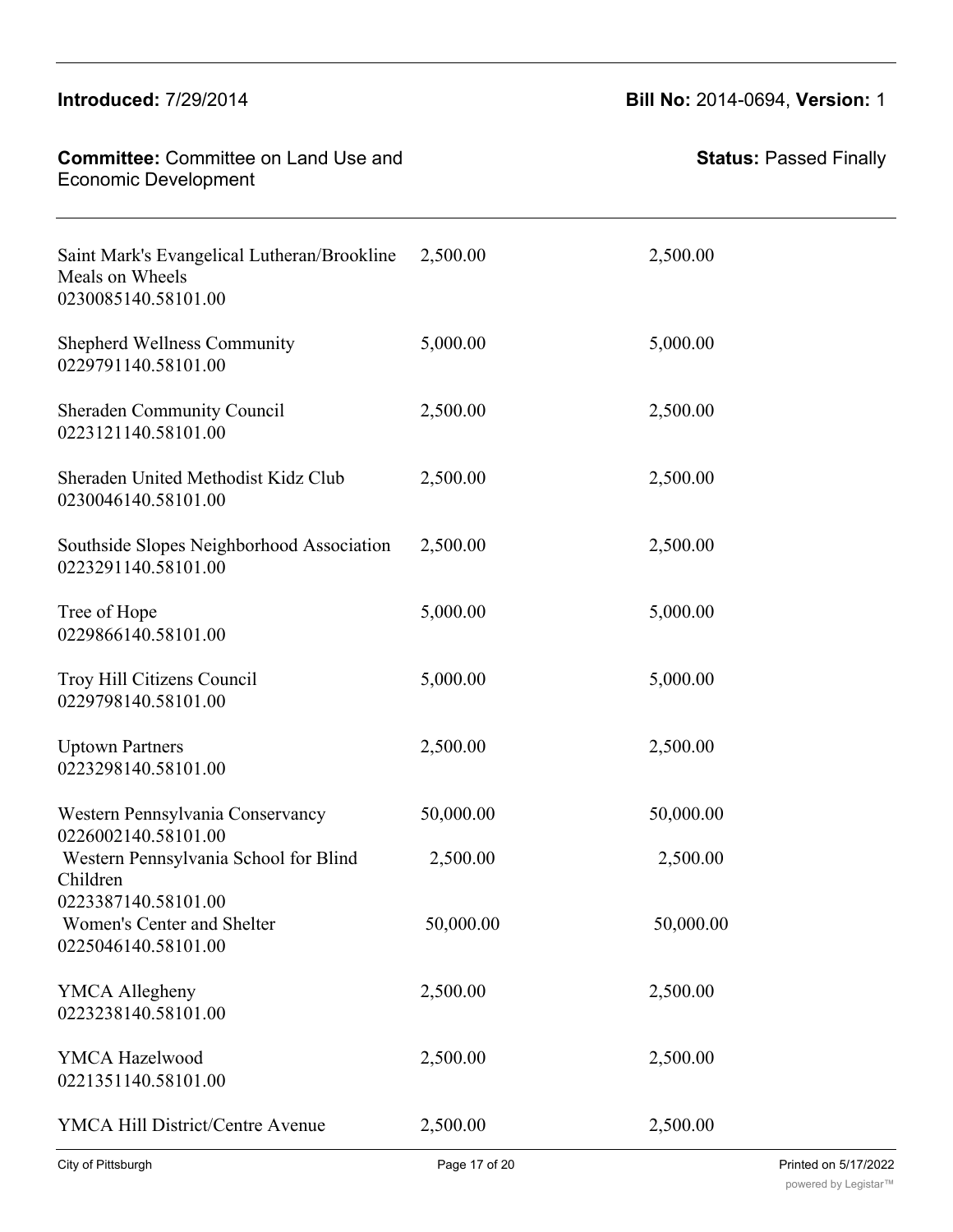| | | |
|---|---|---|
| Saint Mark's Evangelical Lutheran/Brookline Meals on Wheels 0230085140.58101.00 | 2,500.00 | 2,500.00 |
| Shepherd Wellness Community 0229791140.58101.00 | 5,000.00 | 5,000.00 |
| Sheraden Community Council 0223121140.58101.00 | 2,500.00 | 2,500.00 |
| Sheraden United Methodist Kidz Club 0230046140.58101.00 | 2,500.00 | 2,500.00 |
| Southside Slopes Neighborhood Association 0223291140.58101.00 | 2,500.00 | 2,500.00 |
| Tree of Hope 0229866140.58101.00 | 5,000.00 | 5,000.00 |
| Troy Hill Citizens Council 0229798140.58101.00 | 5,000.00 | 5,000.00 |
| Uptown Partners 0223298140.58101.00 | 2,500.00 | 2,500.00 |
| Western Pennsylvania Conservancy 0226002140.58101.00 | 50,000.00 | 50,000.00 |
| Western Pennsylvania School for Blind Children 0223387140.58101.00 | 2,500.00 | 2,500.00 |
| Women's Center and Shelter 0225046140.58101.00 | 50,000.00 | 50,000.00 |
| YMCA Allegheny 0223238140.58101.00 | 2,500.00 | 2,500.00 |
| YMCA Hazelwood 0221351140.58101.00 | 2,500.00 | 2,500.00 |
| YMCA Hill District/Centre Avenue | 2,500.00 | 2,500.00 |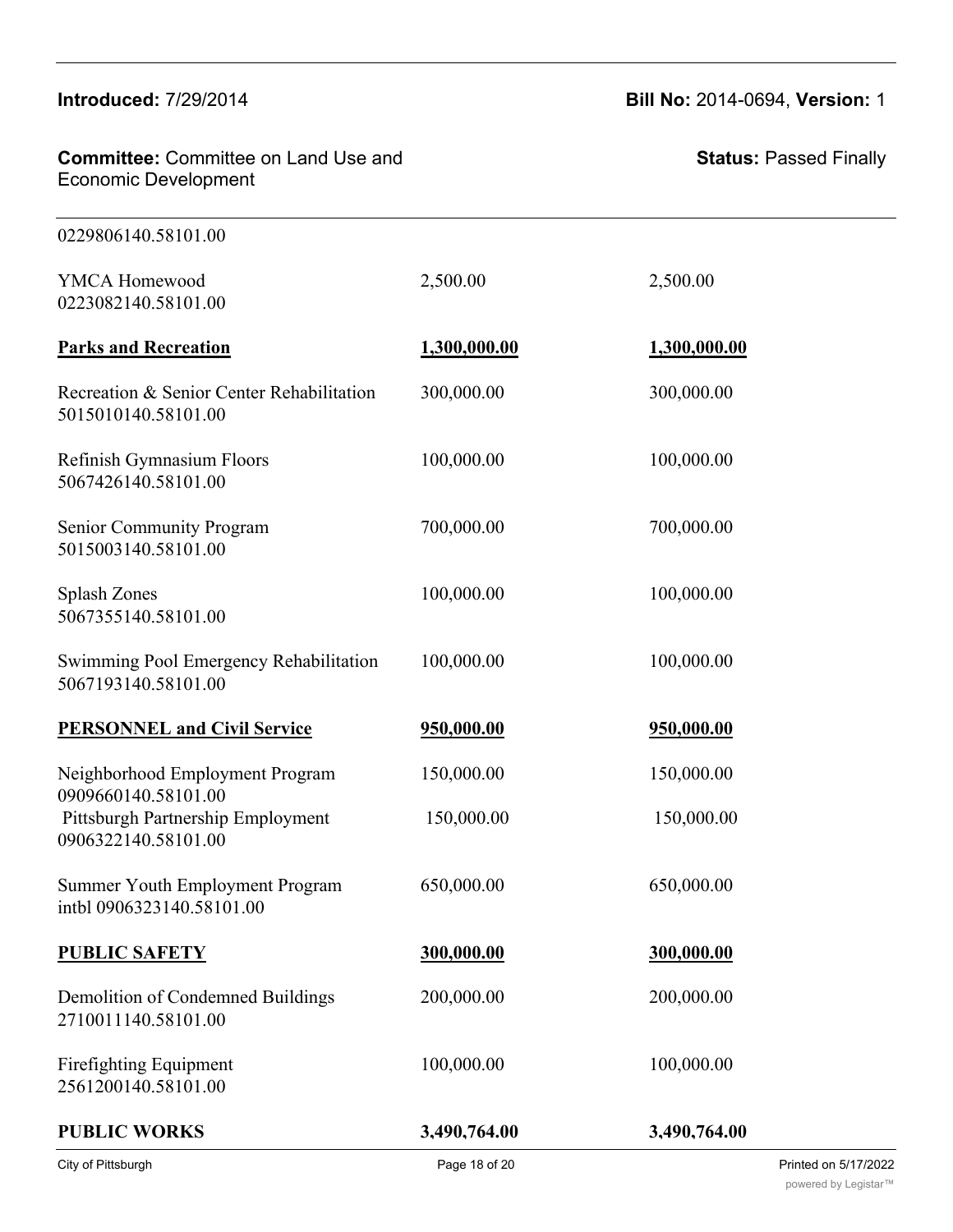| | | |
|---|---|---|
| 0229806140.58101.00 | | |
| YMCA Homewood<br>0223082140.58101.00 | 2,500.00 | 2,500.00 |
| **Parks and Recreation** | **1,300,000.00** | **1,300,000.00** |
| Recreation & Senior Center Rehabilitation<br>5015010140.58101.00 | 300,000.00 | 300,000.00 |
| Refinish Gymnasium Floors<br>5067426140.58101.00 | 100,000.00 | 100,000.00 |
| Senior Community Program<br>5015003140.58101.00 | 700,000.00 | 700,000.00 |
| Splash Zones<br>5067355140.58101.00 | 100,000.00 | 100,000.00 |
| Swimming Pool Emergency Rehabilitation<br>5067193140.58101.00 | 100,000.00 | 100,000.00 |
| **PERSONNEL and Civil Service** | **950,000.00** | **950,000.00** |
| Neighborhood Employment Program<br>0909660140.58101.00 | 150,000.00 | 150,000.00 |
| Pittsburgh Partnership Employment<br>0906322140.58101.00 | 150,000.00 | 150,000.00 |
| Summer Youth Employment Program<br>intbl 0906323140.58101.00 | 650,000.00 | 650,000.00 |
| **PUBLIC SAFETY** | **300,000.00** | **300,000.00** |
| Demolition of Condemned Buildings<br>2710011140.58101.00 | 200,000.00 | 200,000.00 |
| Firefighting Equipment<br>2561200140.58101.00 | 100,000.00 | 100,000.00 |
| **PUBLIC WORKS** | **3,490,764.00** | **3,490,764.00** |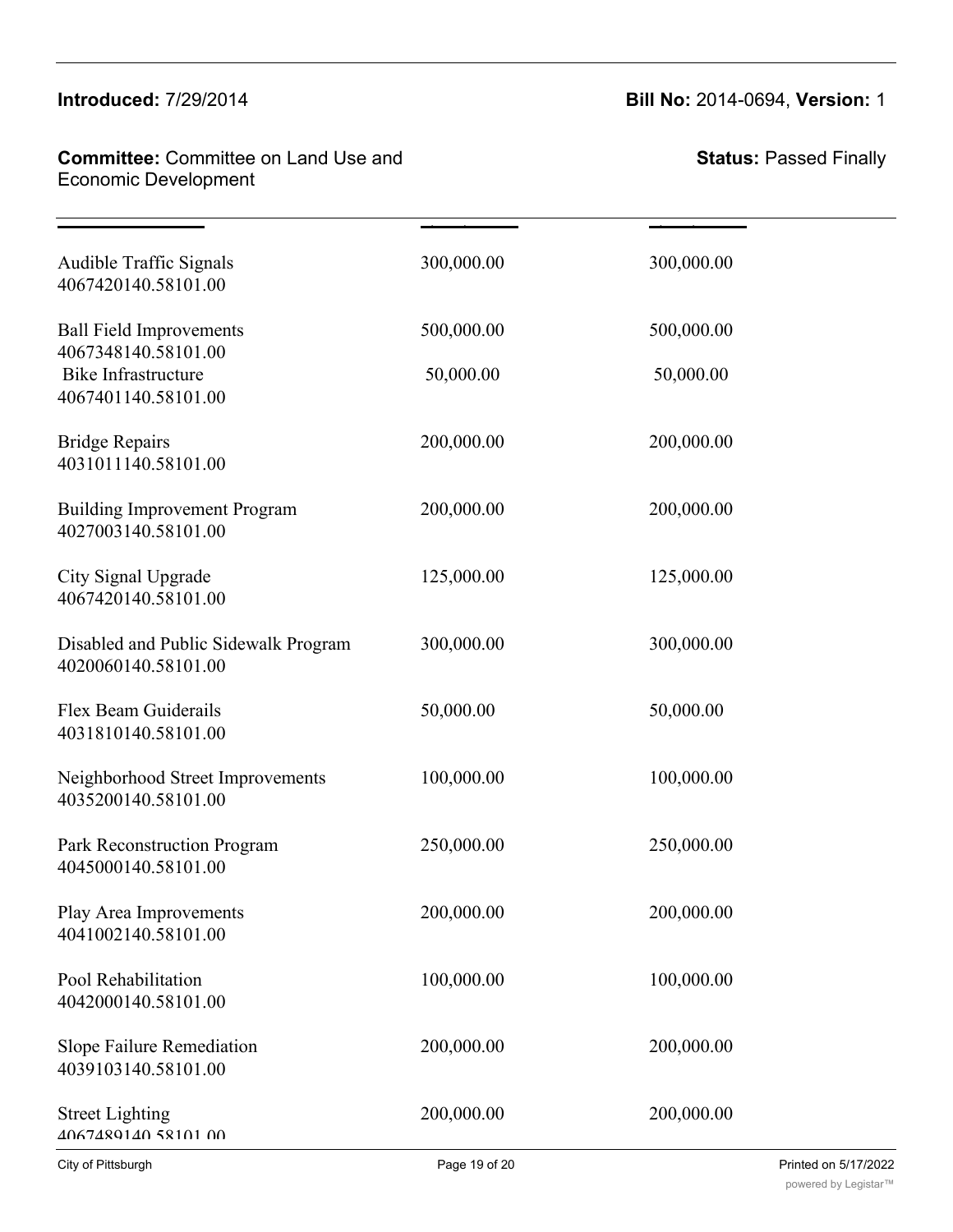| | | |
|---|---|---|
| Audible Traffic Signals<br>4067420140.58101.00 | 300,000.00 | 300,000.00 |
| Ball Field Improvements<br>4067348140.58101.00 | 500,000.00 | 500,000.00 |
| Bike Infrastructure<br>4067401140.58101.00 | 50,000.00 | 50,000.00 |
| Bridge Repairs<br>4031011140.58101.00 | 200,000.00 | 200,000.00 |
| Building Improvement Program<br>4027003140.58101.00 | 200,000.00 | 200,000.00 |
| City Signal Upgrade<br>4067420140.58101.00 | 125,000.00 | 125,000.00 |
| Disabled and Public Sidewalk Program<br>4020060140.58101.00 | 300,000.00 | 300,000.00 |
| Flex Beam Guiderails<br>4031810140.58101.00 | 50,000.00 | 50,000.00 |
| Neighborhood Street Improvements<br>4035200140.58101.00 | 100,000.00 | 100,000.00 |
| Park Reconstruction Program<br>4045000140.58101.00 | 250,000.00 | 250,000.00 |
| Play Area Improvements<br>4041002140.58101.00 | 200,000.00 | 200,000.00 |
| Pool Rehabilitation<br>4042000140.58101.00 | 100,000.00 | 100,000.00 |
| Slope Failure Remediation<br>4039103140.58101.00 | 200,000.00 | 200,000.00 |
| Street Lighting<br>4067489140.58101.00 | 200,000.00 | 200,000.00 |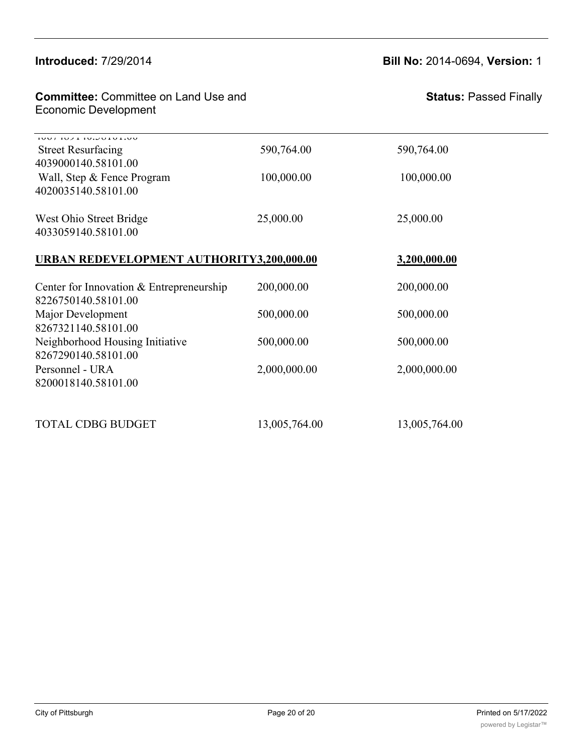| | | |
|---|---|---|
| Street Resurfacing<br>4039000140.58101.00 | 590,764.00 | 590,764.00 |
| Wall, Step & Fence Program<br>4020035140.58101.00 | 100,000.00 | 100,000.00 |
| West Ohio Street Bridge<br>4033059140.58101.00 | 25,000.00 | 25,000.00 |
| **URBAN REDEVELOPMENT AUTHORITY** | **3,200,000.00** | **3,200,000.00** |
| Center for Innovation & Entrepreneurship<br>8226750140.58101.00 | 200,000.00 | 200,000.00 |
| Major Development<br>8267321140.58101.00 | 500,000.00 | 500,000.00 |
| Neighborhood Housing Initiative<br>8267290140.58101.00 | 500,000.00 | 500,000.00 |
| Personnel - URA<br>8200018140.58101.00 | 2,000,000.00 | 2,000,000.00 |
| TOTAL CDBG BUDGET | 13,005,764.00 | 13,005,764.00 |